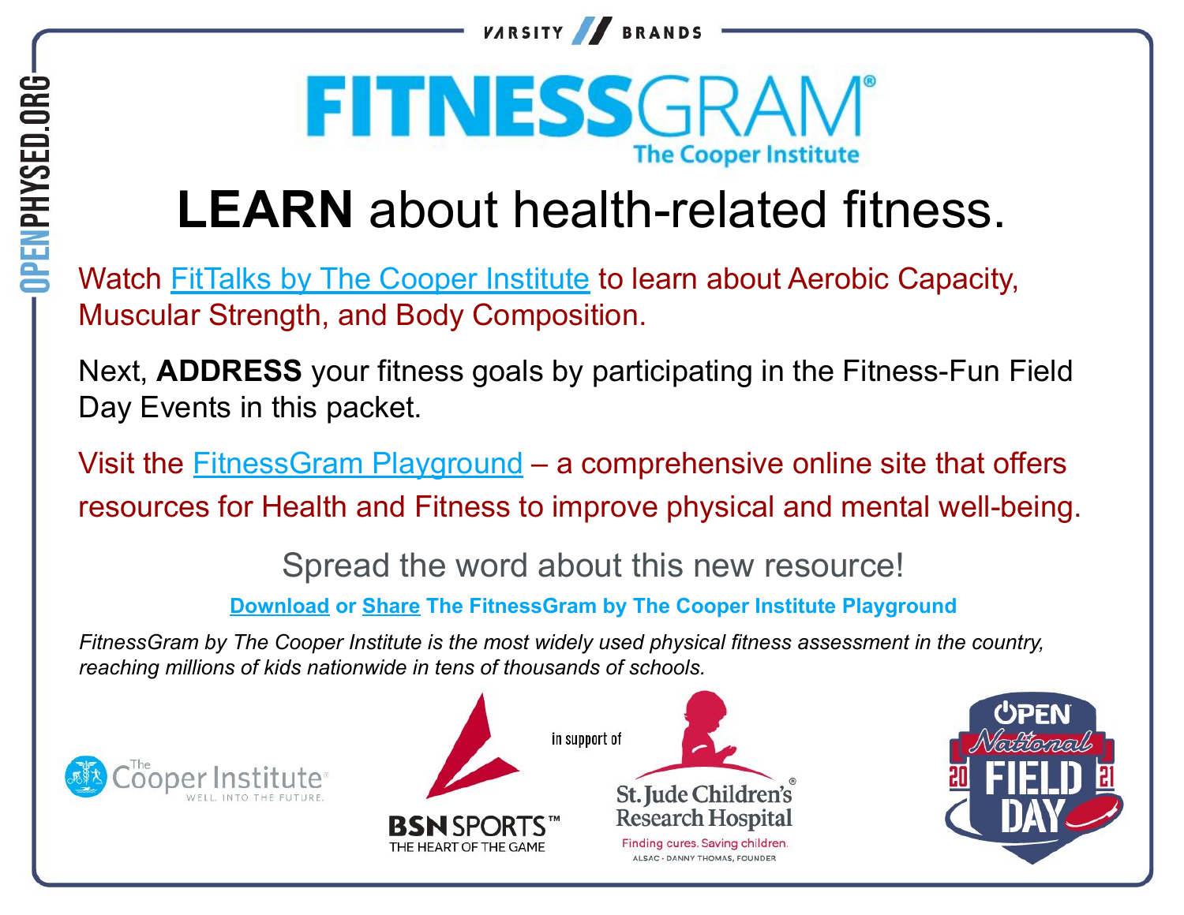VARSITY BRANDS

# FITNESSGRAM

The Cooper Institute

# **LEARN** about health-related fitness.

Watch FitTalks by The Cooper Institute to learn about Aerobic Capacity, Muscular Strength, and Body Composition.

Next, **ADDRESS** your fitness goals by participating in the Fitness-Fun Field Day Events in this packet.

Visit the FitnessGram Playground – a comprehensive online site that offers resources for Health and Fitness to improve physical and mental well-being.

Spread the word about this new resource!

**Download or Share The FitnessGram by The Cooper Institute Playground**

*FitnessGram by The Cooper Institute is the most widely used physical fitness assessment in the country, reaching millions of kids nationwide in tens of thousands of schools.*

The Cooper Institute — WELL. INTO THE FUTURE.

BSN SPORTS™ THE HEART OF THE GAME

in support of

St. Jude Children's Research Hospital — Finding cures. Saving children. ALSAC · DANNY THOMAS, FOUNDER

OPEN National FIELD DAY 2021

OPENPHYSED.ORG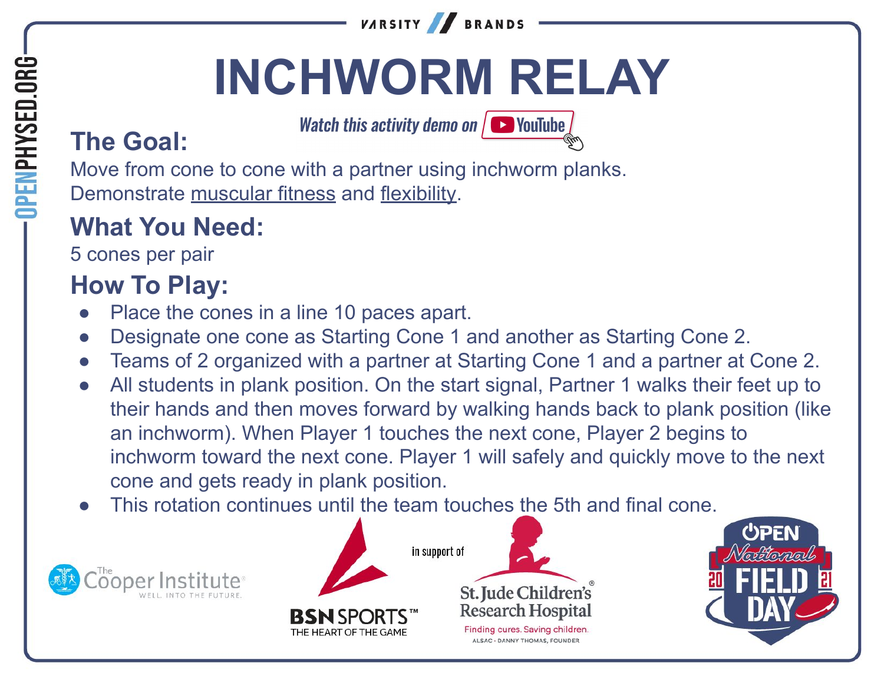# INCHWORM RELAY

*Watch this activity demo on YouTube*

## The Goal:

Move from cone to cone with a partner using inchworm planks.
Demonstrate muscular fitness and flexibility.

## What You Need:

5 cones per pair

## How To Play:

- Place the cones in a line 10 paces apart.
- Designate one cone as Starting Cone 1 and another as Starting Cone 2.
- Teams of 2 organized with a partner at Starting Cone 1 and a partner at Cone 2.
- All students in plank position. On the start signal, Partner 1 walks their feet up to their hands and then moves forward by walking hands back to plank position (like an inchworm). When Player 1 touches the next cone, Player 2 begins to inchworm toward the next cone. Player 1 will safely and quickly move to the next cone and gets ready in plank position.
- This rotation continues until the team touches the 5th and final cone.

in support of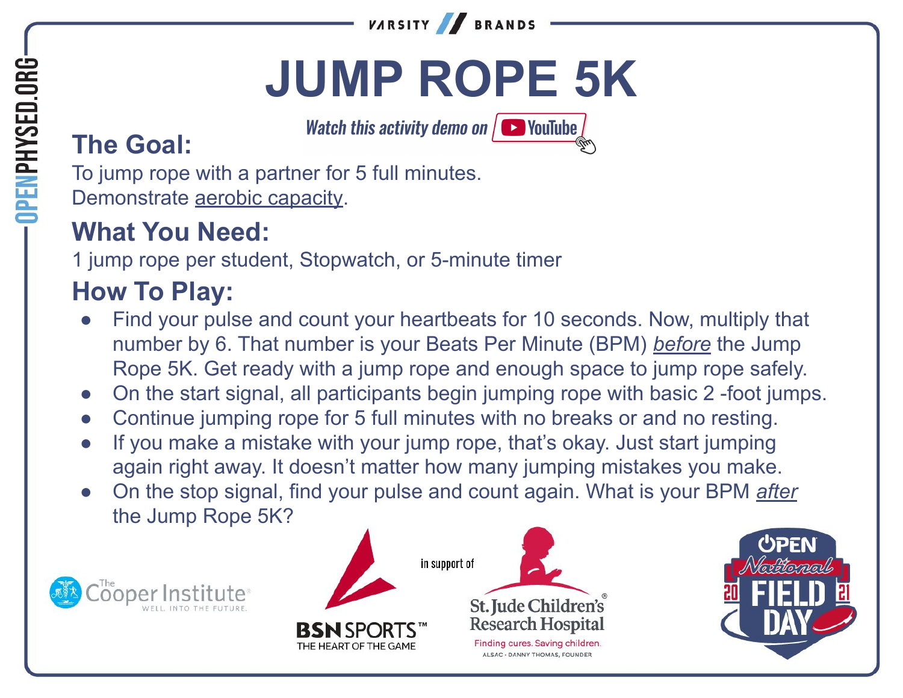VARSITY BRANDS

# JUMP ROPE 5K

*Watch this activity demo on YouTube*

## The Goal:

To jump rope with a partner for 5 full minutes.
Demonstrate aerobic capacity.

## What You Need:

1 jump rope per student, Stopwatch, or 5-minute timer

## How To Play:

- Find your pulse and count your heartbeats for 10 seconds. Now, multiply that number by 6. That number is your Beats Per Minute (BPM) *before* the Jump Rope 5K. Get ready with a jump rope and enough space to jump rope safely.
- On the start signal, all participants begin jumping rope with basic 2 -foot jumps.
- Continue jumping rope for 5 full minutes with no breaks or and no resting.
- If you make a mistake with your jump rope, that's okay. Just start jumping again right away. It doesn't matter how many jumping mistakes you make.
- On the stop signal, find your pulse and count again. What is your BPM *after* the Jump Rope 5K?

OPENPHYSED.ORG

The Cooper Institute — WELL. INTO THE FUTURE.

BSN SPORTS™ THE HEART OF THE GAME in support of St. Jude Children's Research Hospital — Finding cures. Saving children. ALSAC · DANNY THOMAS, FOUNDER

OPEN National FIELD DAY 2021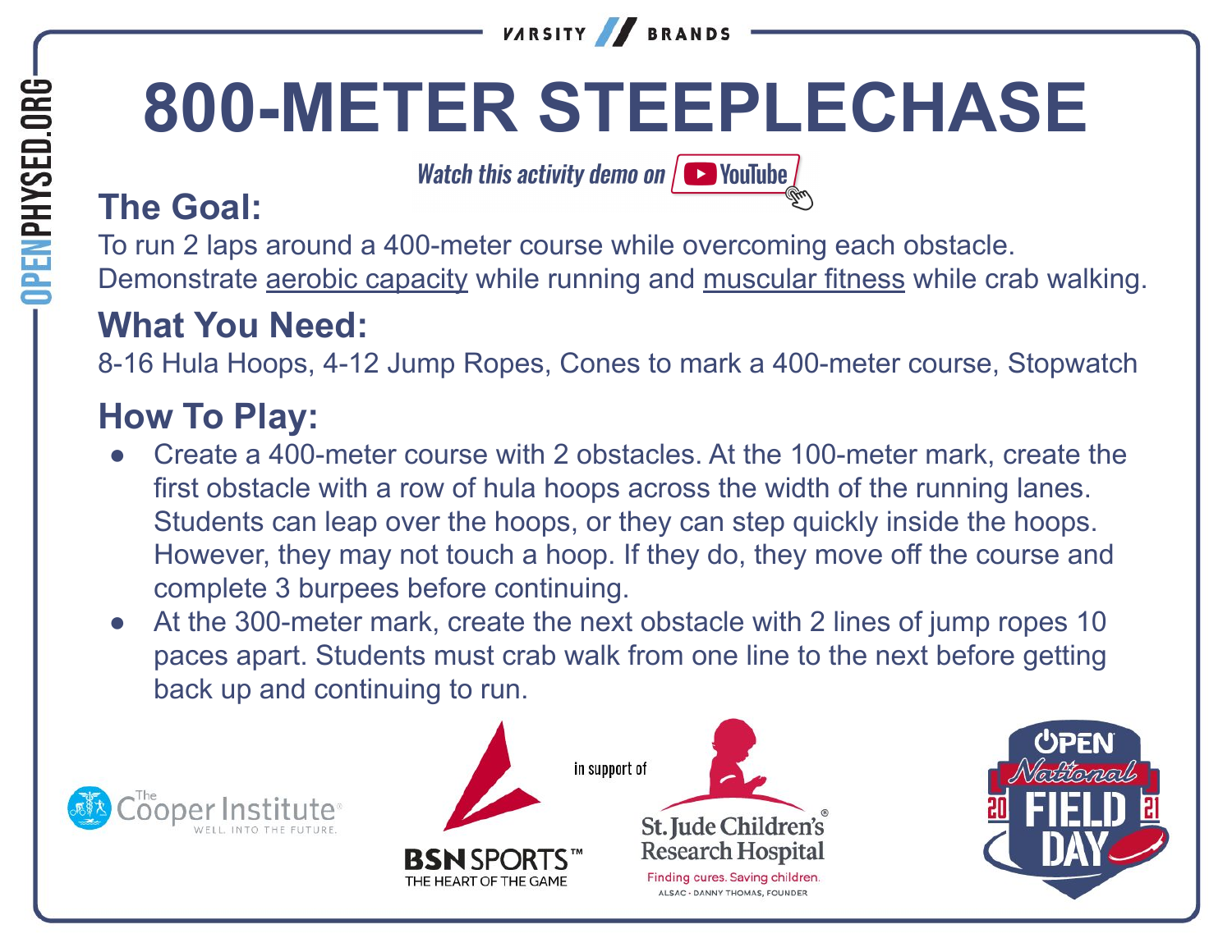# 800-METER STEEPLECHASE

*Watch this activity demo on YouTube*

## The Goal:

To run 2 laps around a 400-meter course while overcoming each obstacle. Demonstrate aerobic capacity while running and muscular fitness while crab walking.

## What You Need:

8-16 Hula Hoops, 4-12 Jump Ropes, Cones to mark a 400-meter course, Stopwatch

## How To Play:

- Create a 400-meter course with 2 obstacles. At the 100-meter mark, create the first obstacle with a row of hula hoops across the width of the running lanes. Students can leap over the hoops, or they can step quickly inside the hoops. However, they may not touch a hoop. If they do, they move off the course and complete 3 burpees before continuing.
- At the 300-meter mark, create the next obstacle with 2 lines of jump ropes 10 paces apart. Students must crab walk from one line to the next before getting back up and continuing to run.

in support of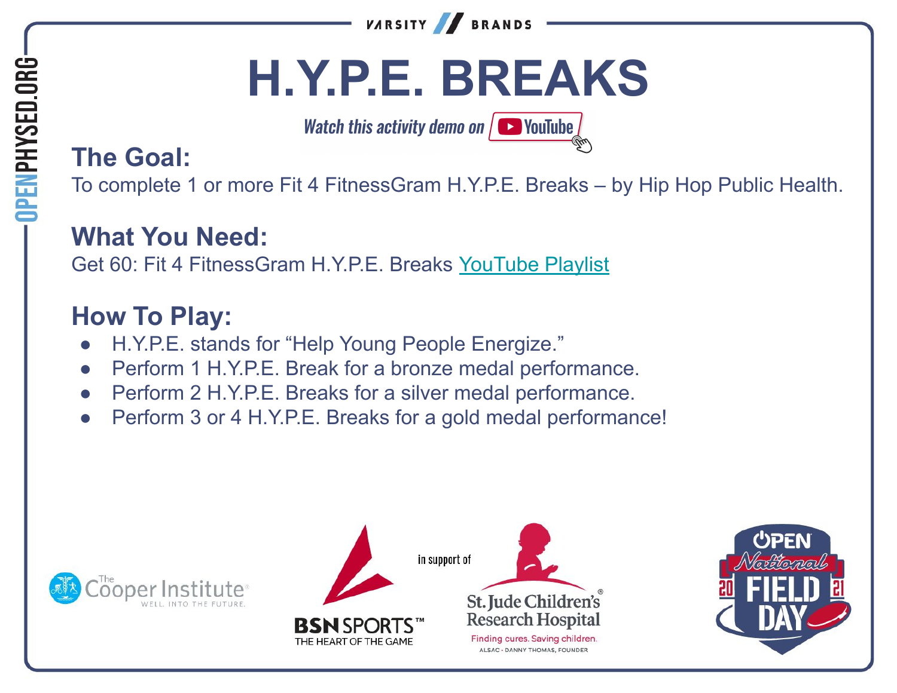# H.Y.P.E. BREAKS

*Watch this activity demo on YouTube*

## The Goal:

To complete 1 or more Fit 4 FitnessGram H.Y.P.E. Breaks – by Hip Hop Public Health.

## What You Need:

Get 60: Fit 4 FitnessGram H.Y.P.E. Breaks YouTube Playlist

## How To Play:

- H.Y.P.E. stands for "Help Young People Energize."
- Perform 1 H.Y.P.E. Break for a bronze medal performance.
- Perform 2 H.Y.P.E. Breaks for a silver medal performance.
- Perform 3 or 4 H.Y.P.E. Breaks for a gold medal performance!